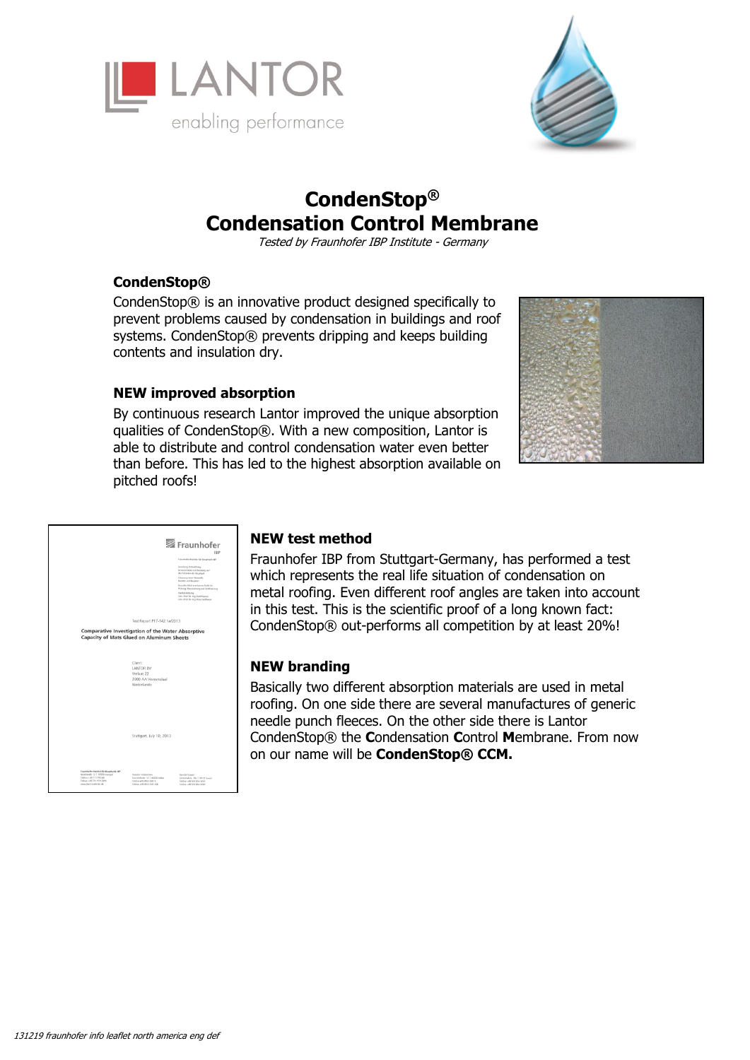LANTOR
enabling performance

# CondenStop®
# Condensation Control Membrane

*Tested by Fraunhofer IBP Institute - Germany*

## CondenStop®

CondenStop® is an innovative product designed specifically to prevent problems caused by condensation in buildings and roof systems. CondenStop® prevents dripping and keeps building contents and insulation dry.

## NEW improved absorption

By continuous research Lantor improved the unique absorption qualities of CondenStop®. With a new composition, Lantor is able to distribute and control condensation water even better than before. This has led to the highest absorption available on pitched roofs!

## NEW test method

Fraunhofer IBP from Stuttgart-Germany, has performed a test which represents the real life situation of condensation on metal roofing. Even different roof angles are taken into account in this test. This is the scientific proof of a long known fact: CondenStop® out-performs all competition by at least 20%!

## NEW branding

Basically two different absorption materials are used in metal roofing. On one side there are several manufactures of generic needle punch fleeces. On the other side there is Lantor CondenStop® the **C**ondensation **C**ontrol **M**embrane. From now on our name will be **CondenStop® CCM.**

*131219 fraunhofer info leaflet north america eng def*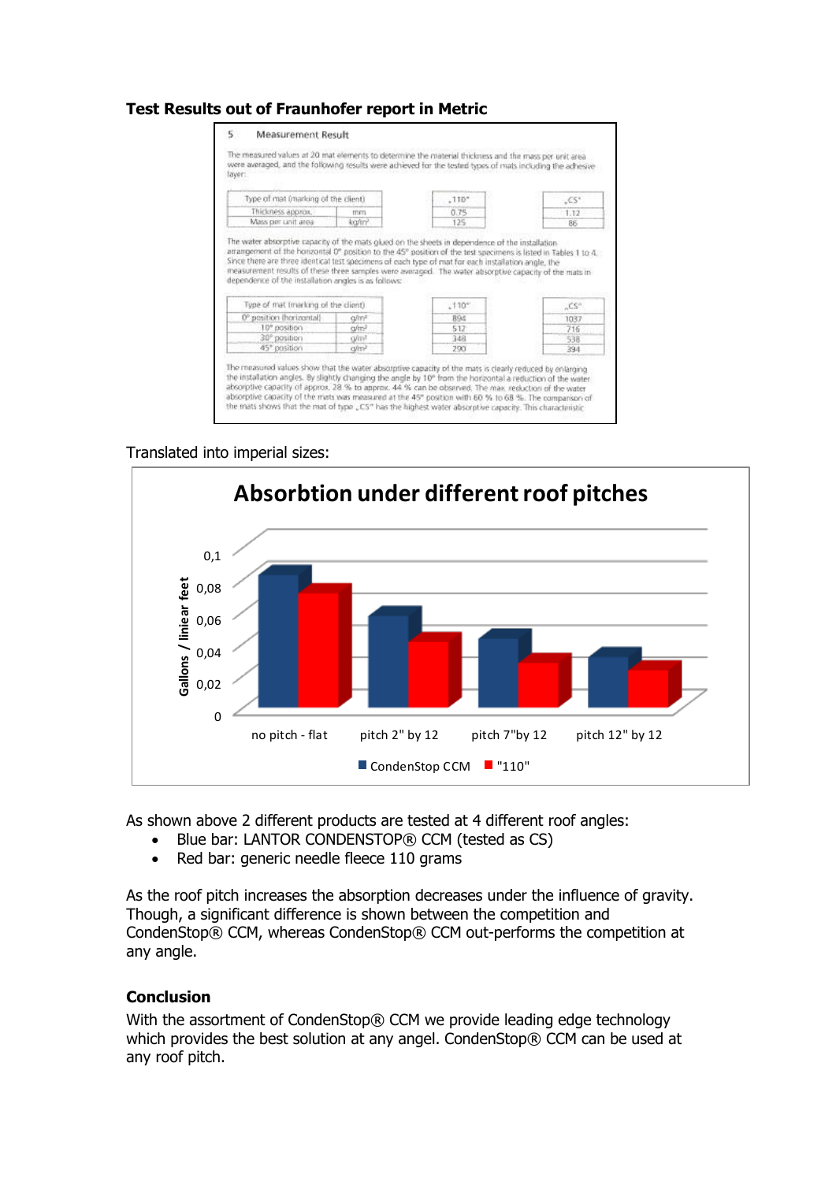**Test Results out of Fraunhofer report in Metric**

5 Measurement Result

The measured values at 20 mat elements to determine the material thickness and the mass per unit area were averaged, and the following results were achieved for the tested types of mats including the adhesive layer:

| Type of mat (marking of the client) | | „110" | „CS" |
|---|---|---|---|
| Thickness approx. | mm | 0.75 | 1.12 |
| Mass per unit area | kg/m² | 125 | 86 |

The water absorptive capacity of the mats glued on the sheets in dependence of the installation arrangement of the horizontal 0° position to the 45° position of the test specimens is listed in Tables 1 to 4. Since there are three identical test specimens of each type of mat for each installation angle, the measurement results of these three samples were averaged. The water absorptive capacity of the mats in dependence of the installation angles is as follows:

| Type of mat (marking of the client) | | „110" | „CS" |
|---|---|---|---|
| 0° position (horizontal) | g/m² | 894 | 1037 |
| 10° position | g/m² | 512 | 716 |
| 30° position | g/m² | 348 | 538 |
| 45° position | g/m² | 290 | 394 |

The measured values show that the water absorptive capacity of the mats is clearly reduced by enlarging the installation angles. By slightly changing the angle by 10° from the horizontal a reduction of the water absorptive capacity of approx. 28 % to approx. 44 % can be observed. The max. reduction of the water absorptive capacity of the mats was measured at the 45° position with 60 % to 68 %. The comparison of the mats shows that the mat of type „CS" has the highest water absorptive capacity. This characteristic

Translated into imperial sizes:

**Absorbtion under different roof pitches**

| | CondenStop CCM | "110" |
|---|---|---|
| no pitch - flat | | |
| pitch 2" by 12 | | |
| pitch 7"by 12 | | |
| pitch 12" by 12 | | |

Gallons / liniear feet

As shown above 2 different products are tested at 4 different roof angles:

- Blue bar: LANTOR CONDENSTOP® CCM (tested as CS)
- Red bar: generic needle fleece 110 grams

As the roof pitch increases the absorption decreases under the influence of gravity. Though, a significant difference is shown between the competition and CondenStop® CCM, whereas CondenStop® CCM out-performs the competition at any angle.

**Conclusion**

With the assortment of CondenStop® CCM we provide leading edge technology which provides the best solution at any angel. CondenStop® CCM can be used at any roof pitch.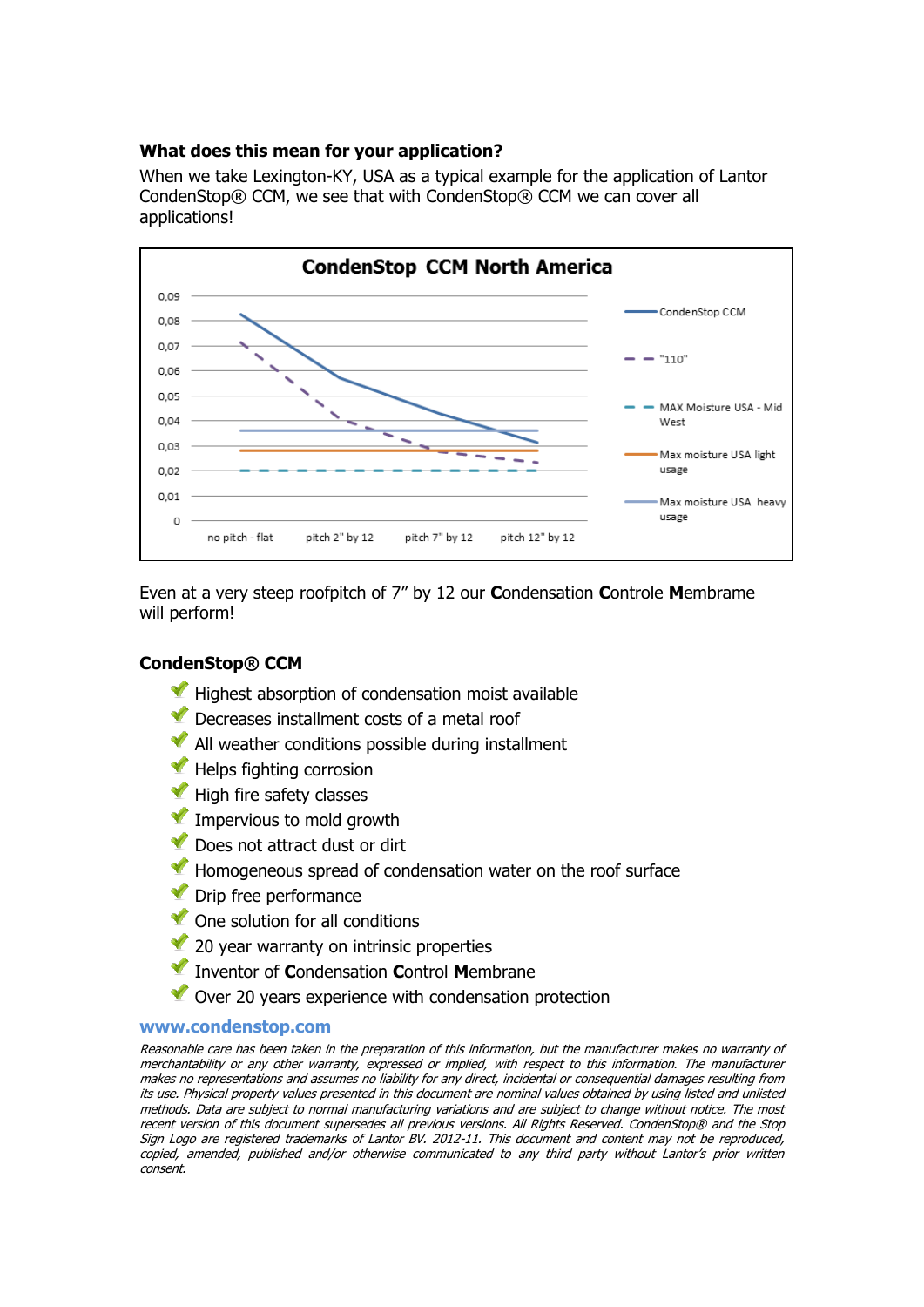### What does this mean for your application?

When we take Lexington-KY, USA as a typical example for the application of Lantor CondenStop® CCM, we see that with CondenStop® CCM we can cover all applications!

**CondenStop CCM North America**

0,09
0,08
0,07
0,06
0,05
0,04
0,03
0,02
0,01
0

no pitch - flat
pitch 2" by 12
pitch 7" by 12
pitch 12" by 12

CondenStop CCM
"110"
MAX Moisture USA - Mid West
Max moisture USA light usage
Max moisture USA heavy usage

Even at a very steep roofpitch of 7" by 12 our **C**ondensation **C**ontrole **M**embrame will perform!

### CondenStop® CCM

- Highest absorption of condensation moist available
- Decreases installment costs of a metal roof
- All weather conditions possible during installment
- Helps fighting corrosion
- High fire safety classes
- Impervious to mold growth
- Does not attract dust or dirt
- Homogeneous spread of condensation water on the roof surface
- Drip free performance
- One solution for all conditions
- 20 year warranty on intrinsic properties
- Inventor of **C**ondensation **C**ontrol **M**embrane
- Over 20 years experience with condensation protection

**www.condenstop.com**

*Reasonable care has been taken in the preparation of this information, but the manufacturer makes no warranty of merchantability or any other warranty, expressed or implied, with respect to this information. The manufacturer makes no representations and assumes no liability for any direct, incidental or consequential damages resulting from its use. Physical property values presented in this document are nominal values obtained by using listed and unlisted methods. Data are subject to normal manufacturing variations and are subject to change without notice. The most recent version of this document supersedes all previous versions. All Rights Reserved. CondenStop® and the Stop Sign Logo are registered trademarks of Lantor BV. 2012-11. This document and content may not be reproduced, copied, amended, published and/or otherwise communicated to any third party without Lantor's prior written consent.*